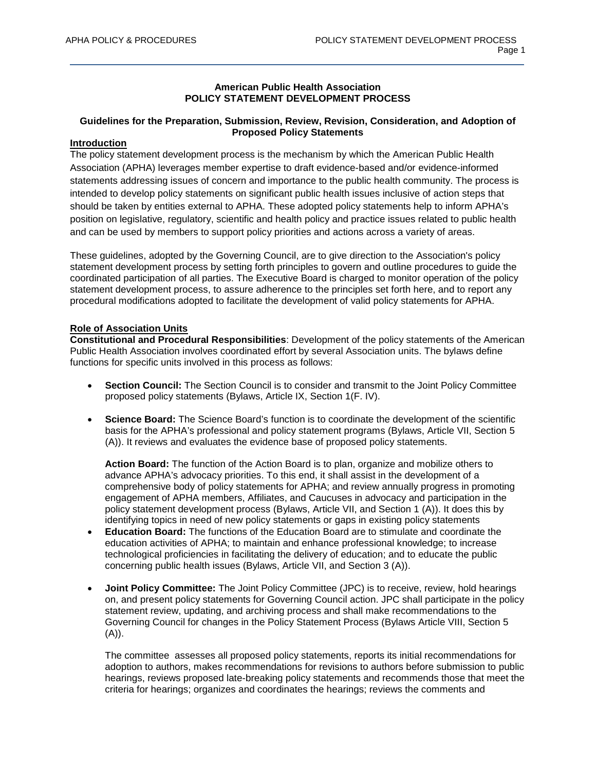# American Public Health Association
# POLICY STATEMENT DEVELOPMENT PROCESS

### Guidelines for the Preparation, Submission, Review, Revision, Consideration, and Adoption of Proposed Policy Statements

## Introduction

The policy statement development process is the mechanism by which the American Public Health Association (APHA) leverages member expertise to draft evidence-based and/or evidence-informed statements addressing issues of concern and importance to the public health community. The process is intended to develop policy statements on significant public health issues inclusive of action steps that should be taken by entities external to APHA. These adopted policy statements help to inform APHA's position on legislative, regulatory, scientific and health policy and practice issues related to public health and can be used by members to support policy priorities and actions across a variety of areas.

These guidelines, adopted by the Governing Council, are to give direction to the Association's policy statement development process by setting forth principles to govern and outline procedures to guide the coordinated participation of all parties. The Executive Board is charged to monitor operation of the policy statement development process, to assure adherence to the principles set forth here, and to report any procedural modifications adopted to facilitate the development of valid policy statements for APHA.

## Role of Association Units

**Constitutional and Procedural Responsibilities**: Development of the policy statements of the American Public Health Association involves coordinated effort by several Association units. The bylaws define functions for specific units involved in this process as follows:

- **Section Council:** The Section Council is to consider and transmit to the Joint Policy Committee proposed policy statements (Bylaws, Article IX, Section 1(F. IV).

- **Science Board:** The Science Board's function is to coordinate the development of the scientific basis for the APHA's professional and policy statement programs (Bylaws, Article VII, Section 5 (A)). It reviews and evaluates the evidence base of proposed policy statements.

  **Action Board:** The function of the Action Board is to plan, organize and mobilize others to advance APHA's advocacy priorities. To this end, it shall assist in the development of a comprehensive body of policy statements for APHA; and review annually progress in promoting engagement of APHA members, Affiliates, and Caucuses in advocacy and participation in the policy statement development process (Bylaws, Article VII, and Section 1 (A)). It does this by identifying topics in need of new policy statements or gaps in existing policy statements

- **Education Board:** The functions of the Education Board are to stimulate and coordinate the education activities of APHA; to maintain and enhance professional knowledge; to increase technological proficiencies in facilitating the delivery of education; and to educate the public concerning public health issues (Bylaws, Article VII, and Section 3 (A)).

- **Joint Policy Committee:** The Joint Policy Committee (JPC) is to receive, review, hold hearings on, and present policy statements for Governing Council action. JPC shall participate in the policy statement review, updating, and archiving process and shall make recommendations to the Governing Council for changes in the Policy Statement Process (Bylaws Article VIII, Section 5 (A)).

  The committee assesses all proposed policy statements, reports its initial recommendations for adoption to authors, makes recommendations for revisions to authors before submission to public hearings, reviews proposed late-breaking policy statements and recommends those that meet the criteria for hearings; organizes and coordinates the hearings; reviews the comments and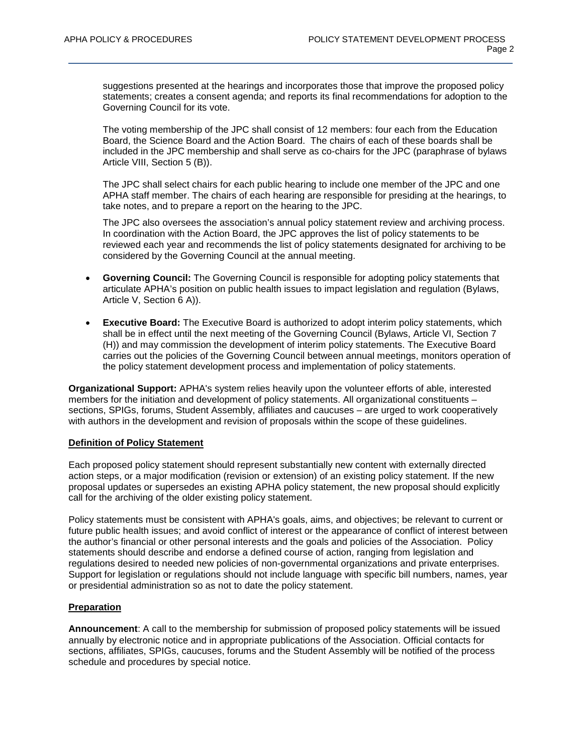suggestions presented at the hearings and incorporates those that improve the proposed policy statements; creates a consent agenda; and reports its final recommendations for adoption to the Governing Council for its vote.

The voting membership of the JPC shall consist of 12 members: four each from the Education Board, the Science Board and the Action Board. The chairs of each of these boards shall be included in the JPC membership and shall serve as co-chairs for the JPC (paraphrase of bylaws Article VIII, Section 5 (B)).

The JPC shall select chairs for each public hearing to include one member of the JPC and one APHA staff member. The chairs of each hearing are responsible for presiding at the hearings, to take notes, and to prepare a report on the hearing to the JPC.

The JPC also oversees the association's annual policy statement review and archiving process. In coordination with the Action Board, the JPC approves the list of policy statements to be reviewed each year and recommends the list of policy statements designated for archiving to be considered by the Governing Council at the annual meeting.

- **Governing Council:** The Governing Council is responsible for adopting policy statements that articulate APHA's position on public health issues to impact legislation and regulation (Bylaws, Article V, Section 6 A)).
- **Executive Board:** The Executive Board is authorized to adopt interim policy statements, which shall be in effect until the next meeting of the Governing Council (Bylaws, Article VI, Section 7 (H)) and may commission the development of interim policy statements. The Executive Board carries out the policies of the Governing Council between annual meetings, monitors operation of the policy statement development process and implementation of policy statements.

**Organizational Support:** APHA's system relies heavily upon the volunteer efforts of able, interested members for the initiation and development of policy statements. All organizational constituents – sections, SPIGs, forums, Student Assembly, affiliates and caucuses – are urged to work cooperatively with authors in the development and revision of proposals within the scope of these guidelines.

## Definition of Policy Statement

Each proposed policy statement should represent substantially new content with externally directed action steps, or a major modification (revision or extension) of an existing policy statement. If the new proposal updates or supersedes an existing APHA policy statement, the new proposal should explicitly call for the archiving of the older existing policy statement.

Policy statements must be consistent with APHA's goals, aims, and objectives; be relevant to current or future public health issues; and avoid conflict of interest or the appearance of conflict of interest between the author's financial or other personal interests and the goals and policies of the Association. Policy statements should describe and endorse a defined course of action, ranging from legislation and regulations desired to needed new policies of non-governmental organizations and private enterprises. Support for legislation or regulations should not include language with specific bill numbers, names, year or presidential administration so as not to date the policy statement.

## Preparation

**Announcement**: A call to the membership for submission of proposed policy statements will be issued annually by electronic notice and in appropriate publications of the Association. Official contacts for sections, affiliates, SPIGs, caucuses, forums and the Student Assembly will be notified of the process schedule and procedures by special notice.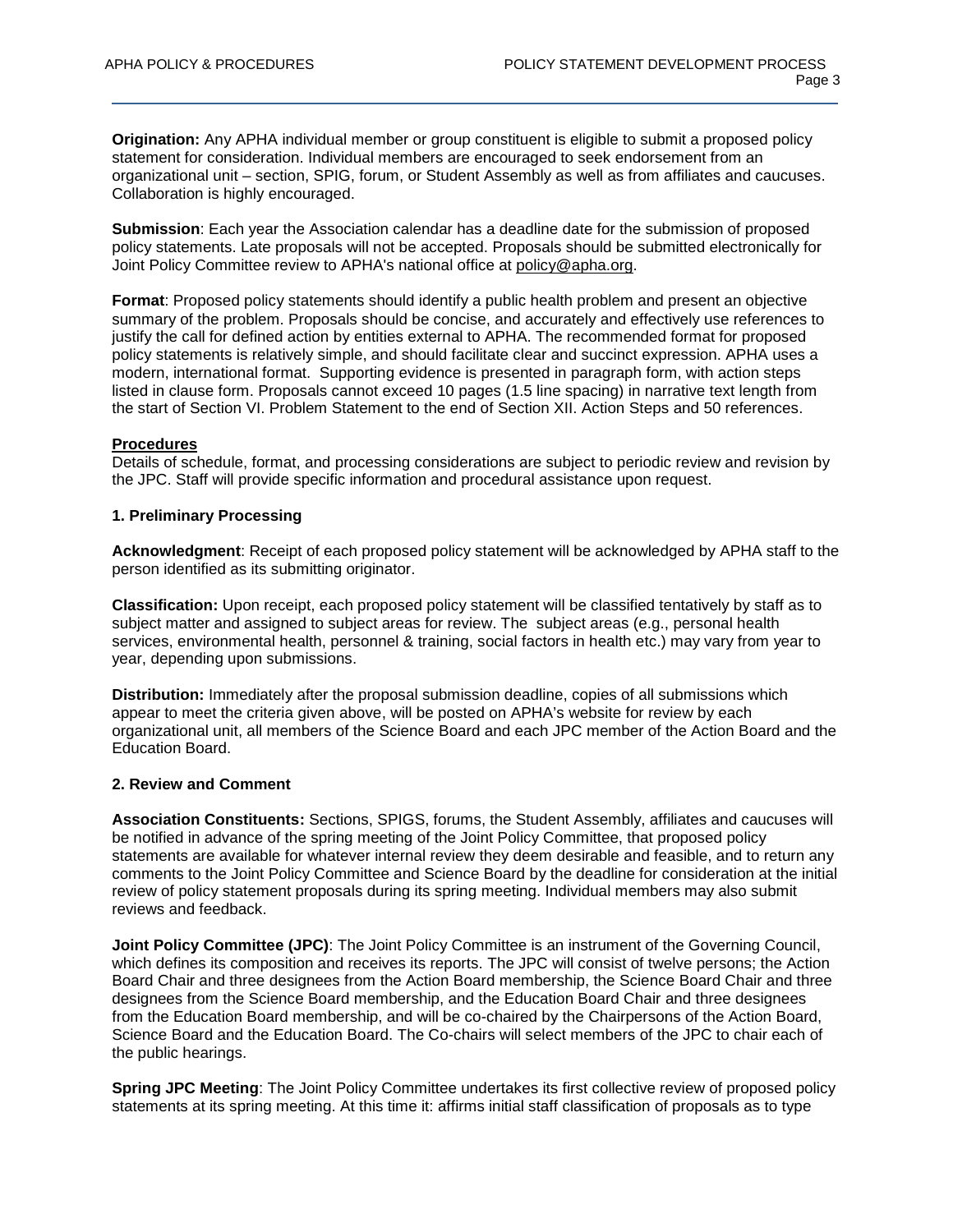**Origination:** Any APHA individual member or group constituent is eligible to submit a proposed policy statement for consideration. Individual members are encouraged to seek endorsement from an organizational unit – section, SPIG, forum, or Student Assembly as well as from affiliates and caucuses. Collaboration is highly encouraged.

**Submission**: Each year the Association calendar has a deadline date for the submission of proposed policy statements. Late proposals will not be accepted. Proposals should be submitted electronically for Joint Policy Committee review to APHA's national office at policy@apha.org.

**Format**: Proposed policy statements should identify a public health problem and present an objective summary of the problem. Proposals should be concise, and accurately and effectively use references to justify the call for defined action by entities external to APHA. The recommended format for proposed policy statements is relatively simple, and should facilitate clear and succinct expression. APHA uses a modern, international format. Supporting evidence is presented in paragraph form, with action steps listed in clause form. Proposals cannot exceed 10 pages (1.5 line spacing) in narrative text length from the start of Section VI. Problem Statement to the end of Section XII. Action Steps and 50 references.

## Procedures

Details of schedule, format, and processing considerations are subject to periodic review and revision by the JPC. Staff will provide specific information and procedural assistance upon request.

### 1. Preliminary Processing

**Acknowledgment**: Receipt of each proposed policy statement will be acknowledged by APHA staff to the person identified as its submitting originator.

**Classification:** Upon receipt, each proposed policy statement will be classified tentatively by staff as to subject matter and assigned to subject areas for review. The subject areas (e.g., personal health services, environmental health, personnel & training, social factors in health etc.) may vary from year to year, depending upon submissions.

**Distribution:** Immediately after the proposal submission deadline, copies of all submissions which appear to meet the criteria given above, will be posted on APHA's website for review by each organizational unit, all members of the Science Board and each JPC member of the Action Board and the Education Board.

### 2. Review and Comment

**Association Constituents:** Sections, SPIGS, forums, the Student Assembly, affiliates and caucuses will be notified in advance of the spring meeting of the Joint Policy Committee, that proposed policy statements are available for whatever internal review they deem desirable and feasible, and to return any comments to the Joint Policy Committee and Science Board by the deadline for consideration at the initial review of policy statement proposals during its spring meeting. Individual members may also submit reviews and feedback.

**Joint Policy Committee (JPC)**: The Joint Policy Committee is an instrument of the Governing Council, which defines its composition and receives its reports. The JPC will consist of twelve persons; the Action Board Chair and three designees from the Action Board membership, the Science Board Chair and three designees from the Science Board membership, and the Education Board Chair and three designees from the Education Board membership, and will be co-chaired by the Chairpersons of the Action Board, Science Board and the Education Board. The Co-chairs will select members of the JPC to chair each of the public hearings.

**Spring JPC Meeting**: The Joint Policy Committee undertakes its first collective review of proposed policy statements at its spring meeting. At this time it: affirms initial staff classification of proposals as to type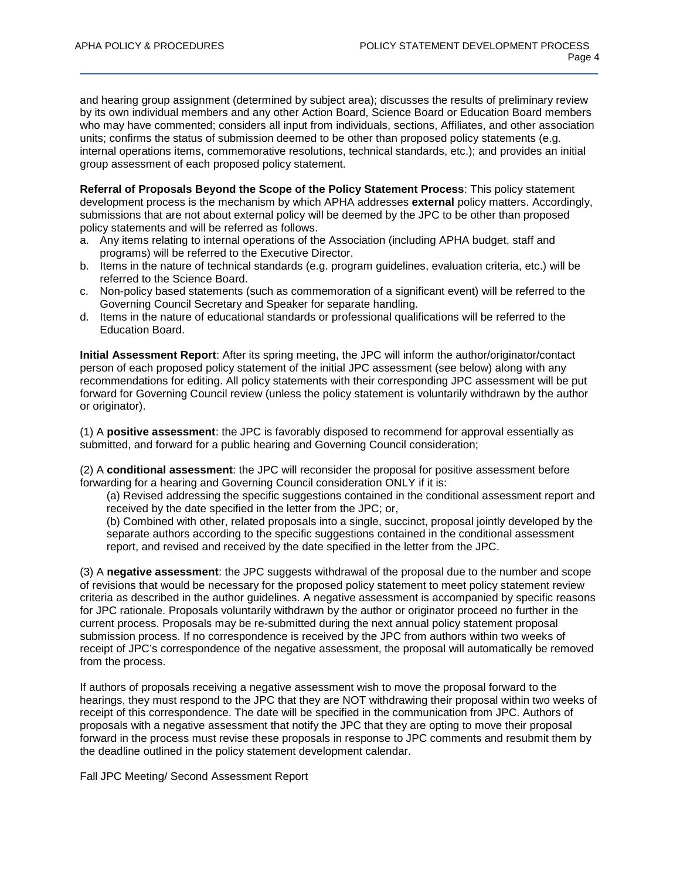and hearing group assignment (determined by subject area); discusses the results of preliminary review by its own individual members and any other Action Board, Science Board or Education Board members who may have commented; considers all input from individuals, sections, Affiliates, and other association units; confirms the status of submission deemed to be other than proposed policy statements (e.g. internal operations items, commemorative resolutions, technical standards, etc.); and provides an initial group assessment of each proposed policy statement.

**Referral of Proposals Beyond the Scope of the Policy Statement Process**: This policy statement development process is the mechanism by which APHA addresses **external** policy matters. Accordingly, submissions that are not about external policy will be deemed by the JPC to be other than proposed policy statements and will be referred as follows.

a. Any items relating to internal operations of the Association (including APHA budget, staff and programs) will be referred to the Executive Director.
b. Items in the nature of technical standards (e.g. program guidelines, evaluation criteria, etc.) will be referred to the Science Board.
c. Non-policy based statements (such as commemoration of a significant event) will be referred to the Governing Council Secretary and Speaker for separate handling.
d. Items in the nature of educational standards or professional qualifications will be referred to the Education Board.

**Initial Assessment Report**: After its spring meeting, the JPC will inform the author/originator/contact person of each proposed policy statement of the initial JPC assessment (see below) along with any recommendations for editing. All policy statements with their corresponding JPC assessment will be put forward for Governing Council review (unless the policy statement is voluntarily withdrawn by the author or originator).

(1) A **positive assessment**: the JPC is favorably disposed to recommend for approval essentially as submitted, and forward for a public hearing and Governing Council consideration;

(2) A **conditional assessment**: the JPC will reconsider the proposal for positive assessment before forwarding for a hearing and Governing Council consideration ONLY if it is:

(a) Revised addressing the specific suggestions contained in the conditional assessment report and received by the date specified in the letter from the JPC; or,

(b) Combined with other, related proposals into a single, succinct, proposal jointly developed by the separate authors according to the specific suggestions contained in the conditional assessment report, and revised and received by the date specified in the letter from the JPC.

(3) A **negative assessment**: the JPC suggests withdrawal of the proposal due to the number and scope of revisions that would be necessary for the proposed policy statement to meet policy statement review criteria as described in the author guidelines. A negative assessment is accompanied by specific reasons for JPC rationale. Proposals voluntarily withdrawn by the author or originator proceed no further in the current process. Proposals may be re-submitted during the next annual policy statement proposal submission process. If no correspondence is received by the JPC from authors within two weeks of receipt of JPC's correspondence of the negative assessment, the proposal will automatically be removed from the process.

If authors of proposals receiving a negative assessment wish to move the proposal forward to the hearings, they must respond to the JPC that they are NOT withdrawing their proposal within two weeks of receipt of this correspondence. The date will be specified in the communication from JPC. Authors of proposals with a negative assessment that notify the JPC that they are opting to move their proposal forward in the process must revise these proposals in response to JPC comments and resubmit them by the deadline outlined in the policy statement development calendar.

Fall JPC Meeting/ Second Assessment Report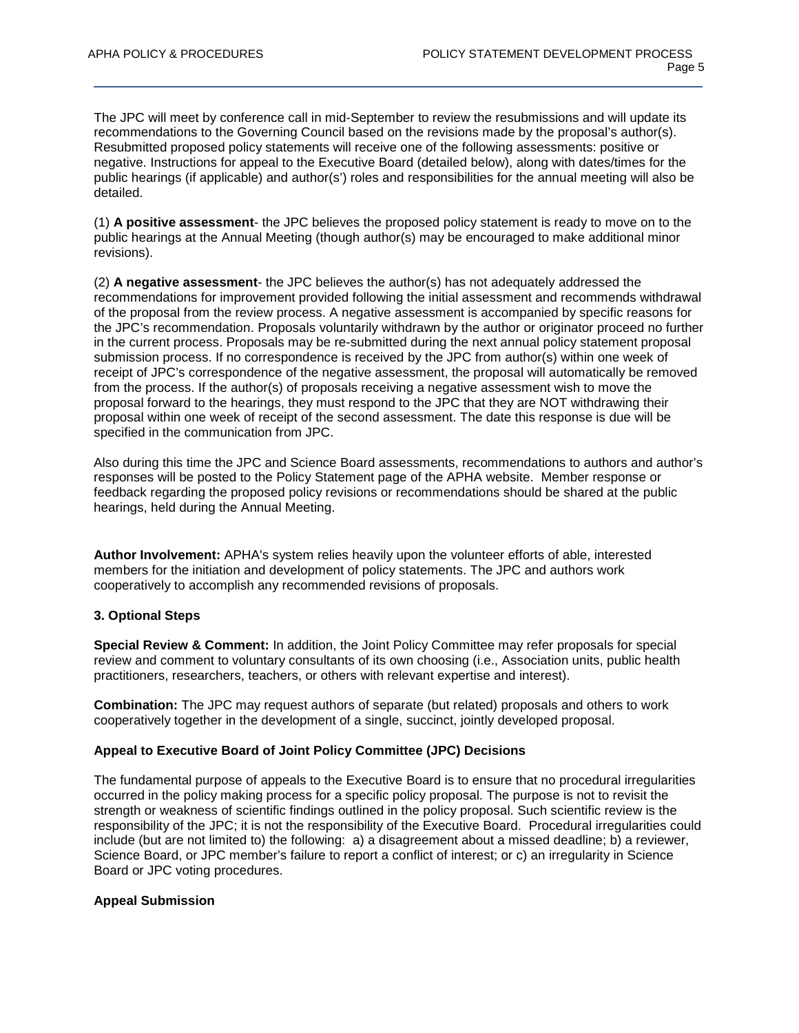The JPC will meet by conference call in mid-September to review the resubmissions and will update its recommendations to the Governing Council based on the revisions made by the proposal's author(s). Resubmitted proposed policy statements will receive one of the following assessments: positive or negative. Instructions for appeal to the Executive Board (detailed below), along with dates/times for the public hearings (if applicable) and author(s') roles and responsibilities for the annual meeting will also be detailed.

(1) **A positive assessment**- the JPC believes the proposed policy statement is ready to move on to the public hearings at the Annual Meeting (though author(s) may be encouraged to make additional minor revisions).

(2) **A negative assessment**- the JPC believes the author(s) has not adequately addressed the recommendations for improvement provided following the initial assessment and recommends withdrawal of the proposal from the review process. A negative assessment is accompanied by specific reasons for the JPC's recommendation. Proposals voluntarily withdrawn by the author or originator proceed no further in the current process. Proposals may be re-submitted during the next annual policy statement proposal submission process. If no correspondence is received by the JPC from author(s) within one week of receipt of JPC's correspondence of the negative assessment, the proposal will automatically be removed from the process. If the author(s) of proposals receiving a negative assessment wish to move the proposal forward to the hearings, they must respond to the JPC that they are NOT withdrawing their proposal within one week of receipt of the second assessment. The date this response is due will be specified in the communication from JPC.

Also during this time the JPC and Science Board assessments, recommendations to authors and author's responses will be posted to the Policy Statement page of the APHA website. Member response or feedback regarding the proposed policy revisions or recommendations should be shared at the public hearings, held during the Annual Meeting.

**Author Involvement:** APHA's system relies heavily upon the volunteer efforts of able, interested members for the initiation and development of policy statements. The JPC and authors work cooperatively to accomplish any recommended revisions of proposals.

### 3. Optional Steps

**Special Review & Comment:** In addition, the Joint Policy Committee may refer proposals for special review and comment to voluntary consultants of its own choosing (i.e., Association units, public health practitioners, researchers, teachers, or others with relevant expertise and interest).

**Combination:** The JPC may request authors of separate (but related) proposals and others to work cooperatively together in the development of a single, succinct, jointly developed proposal.

### Appeal to Executive Board of Joint Policy Committee (JPC) Decisions

The fundamental purpose of appeals to the Executive Board is to ensure that no procedural irregularities occurred in the policy making process for a specific policy proposal. The purpose is not to revisit the strength or weakness of scientific findings outlined in the policy proposal. Such scientific review is the responsibility of the JPC; it is not the responsibility of the Executive Board. Procedural irregularities could include (but are not limited to) the following: a) a disagreement about a missed deadline; b) a reviewer, Science Board, or JPC member's failure to report a conflict of interest; or c) an irregularity in Science Board or JPC voting procedures.

### Appeal Submission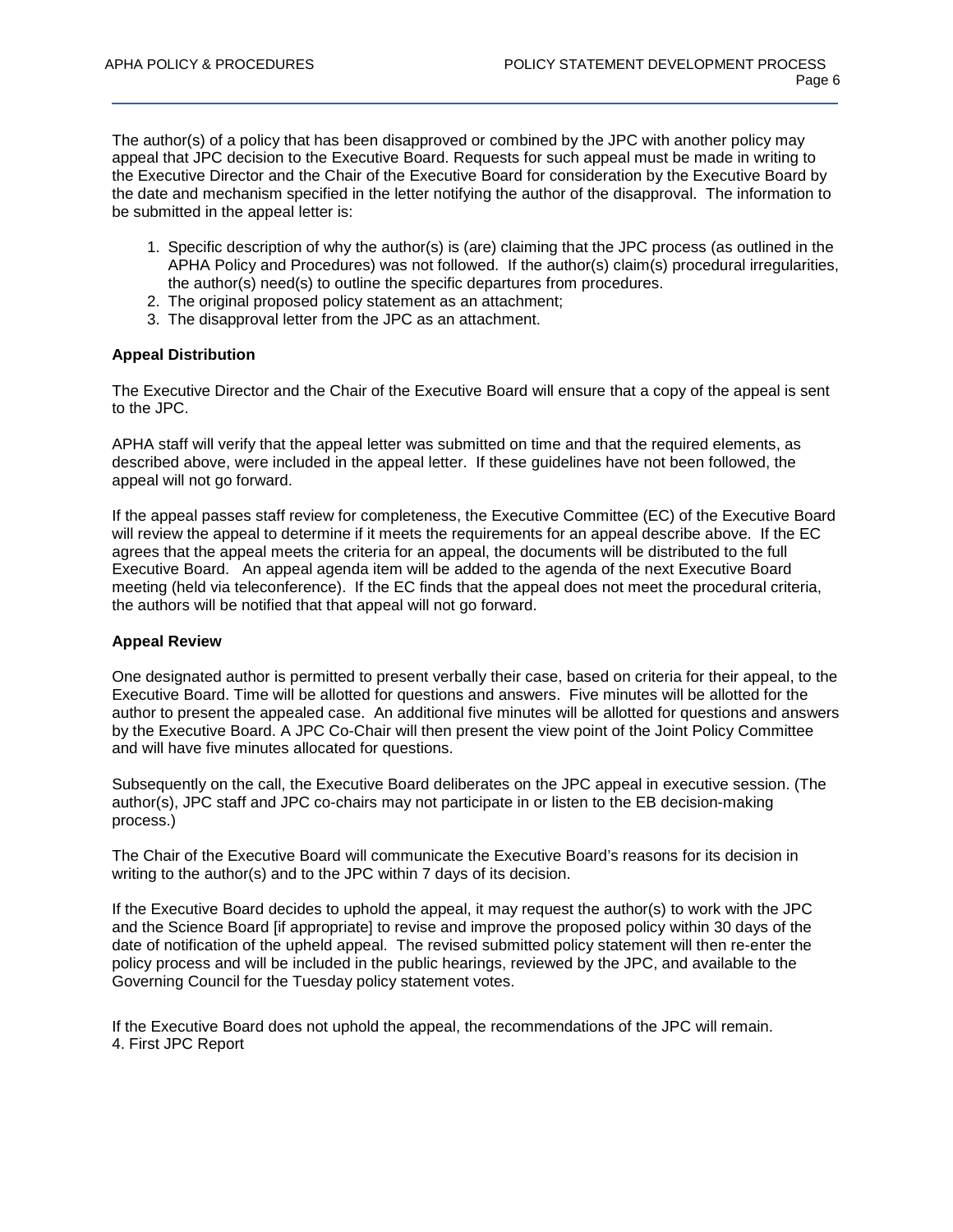The author(s) of a policy that has been disapproved or combined by the JPC with another policy may appeal that JPC decision to the Executive Board. Requests for such appeal must be made in writing to the Executive Director and the Chair of the Executive Board for consideration by the Executive Board by the date and mechanism specified in the letter notifying the author of the disapproval. The information to be submitted in the appeal letter is:

1. Specific description of why the author(s) is (are) claiming that the JPC process (as outlined in the APHA Policy and Procedures) was not followed. If the author(s) claim(s) procedural irregularities, the author(s) need(s) to outline the specific departures from procedures.
2. The original proposed policy statement as an attachment;
3. The disapproval letter from the JPC as an attachment.

**Appeal Distribution**

The Executive Director and the Chair of the Executive Board will ensure that a copy of the appeal is sent to the JPC.

APHA staff will verify that the appeal letter was submitted on time and that the required elements, as described above, were included in the appeal letter. If these guidelines have not been followed, the appeal will not go forward.

If the appeal passes staff review for completeness, the Executive Committee (EC) of the Executive Board will review the appeal to determine if it meets the requirements for an appeal describe above. If the EC agrees that the appeal meets the criteria for an appeal, the documents will be distributed to the full Executive Board. An appeal agenda item will be added to the agenda of the next Executive Board meeting (held via teleconference). If the EC finds that the appeal does not meet the procedural criteria, the authors will be notified that that appeal will not go forward.

**Appeal Review**

One designated author is permitted to present verbally their case, based on criteria for their appeal, to the Executive Board. Time will be allotted for questions and answers. Five minutes will be allotted for the author to present the appealed case. An additional five minutes will be allotted for questions and answers by the Executive Board. A JPC Co-Chair will then present the view point of the Joint Policy Committee and will have five minutes allocated for questions.

Subsequently on the call, the Executive Board deliberates on the JPC appeal in executive session. (The author(s), JPC staff and JPC co-chairs may not participate in or listen to the EB decision-making process.)

The Chair of the Executive Board will communicate the Executive Board's reasons for its decision in writing to the author(s) and to the JPC within 7 days of its decision.

If the Executive Board decides to uphold the appeal, it may request the author(s) to work with the JPC and the Science Board [if appropriate] to revise and improve the proposed policy within 30 days of the date of notification of the upheld appeal. The revised submitted policy statement will then re-enter the policy process and will be included in the public hearings, reviewed by the JPC, and available to the Governing Council for the Tuesday policy statement votes.

If the Executive Board does not uphold the appeal, the recommendations of the JPC will remain.

4. First JPC Report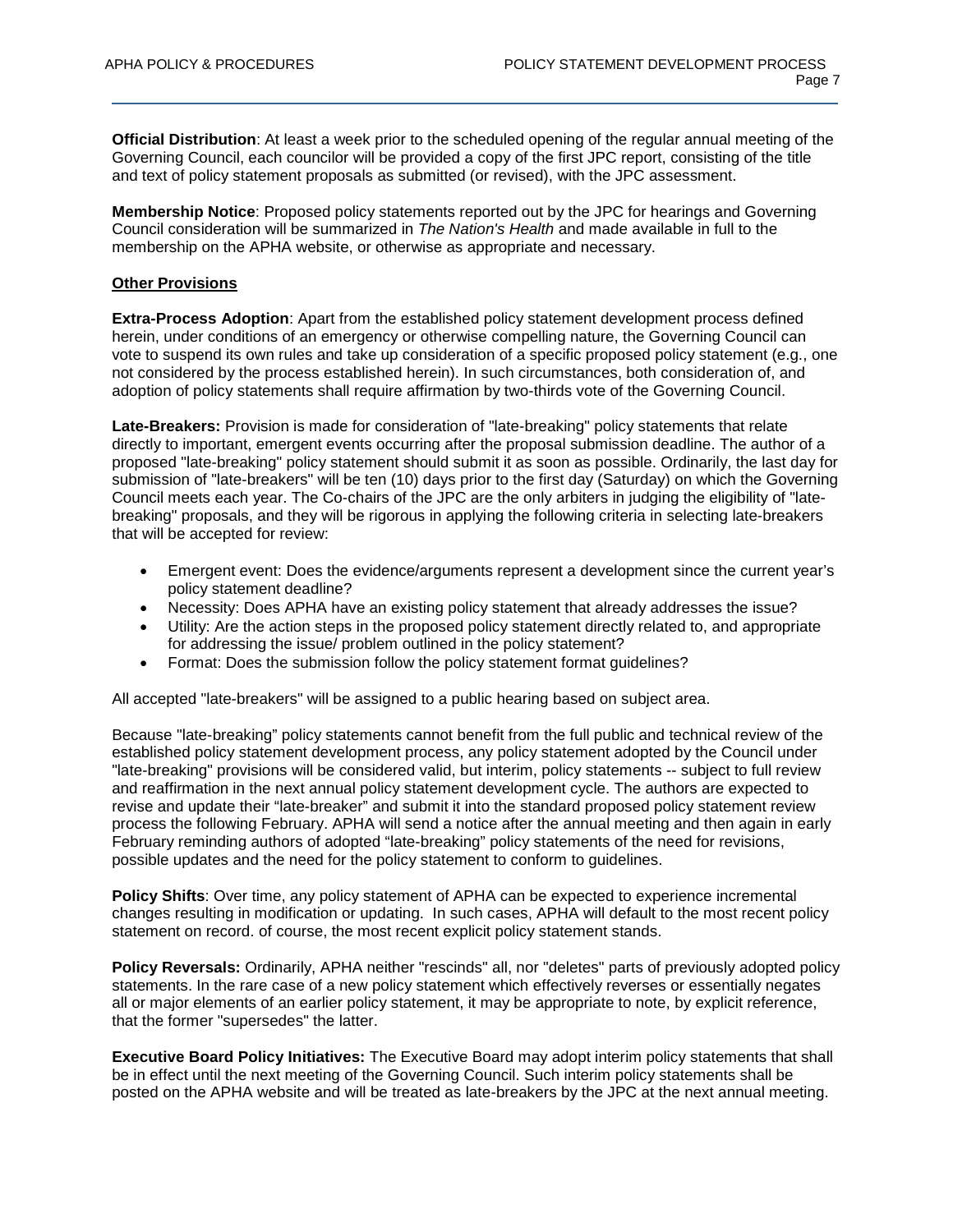**Official Distribution**: At least a week prior to the scheduled opening of the regular annual meeting of the Governing Council, each councilor will be provided a copy of the first JPC report, consisting of the title and text of policy statement proposals as submitted (or revised), with the JPC assessment.

**Membership Notice**: Proposed policy statements reported out by the JPC for hearings and Governing Council consideration will be summarized in *The Nation's Health* and made available in full to the membership on the APHA website, or otherwise as appropriate and necessary.

**Other Provisions**

**Extra-Process Adoption**: Apart from the established policy statement development process defined herein, under conditions of an emergency or otherwise compelling nature, the Governing Council can vote to suspend its own rules and take up consideration of a specific proposed policy statement (e.g., one not considered by the process established herein). In such circumstances, both consideration of, and adoption of policy statements shall require affirmation by two-thirds vote of the Governing Council.

**Late-Breakers:** Provision is made for consideration of "late-breaking" policy statements that relate directly to important, emergent events occurring after the proposal submission deadline. The author of a proposed "late-breaking" policy statement should submit it as soon as possible. Ordinarily, the last day for submission of "late-breakers" will be ten (10) days prior to the first day (Saturday) on which the Governing Council meets each year. The Co-chairs of the JPC are the only arbiters in judging the eligibility of "late-breaking" proposals, and they will be rigorous in applying the following criteria in selecting late-breakers that will be accepted for review:

- Emergent event: Does the evidence/arguments represent a development since the current year's policy statement deadline?
- Necessity: Does APHA have an existing policy statement that already addresses the issue?
- Utility: Are the action steps in the proposed policy statement directly related to, and appropriate for addressing the issue/ problem outlined in the policy statement?
- Format: Does the submission follow the policy statement format guidelines?

All accepted "late-breakers" will be assigned to a public hearing based on subject area.

Because "late-breaking" policy statements cannot benefit from the full public and technical review of the established policy statement development process, any policy statement adopted by the Council under "late-breaking" provisions will be considered valid, but interim, policy statements -- subject to full review and reaffirmation in the next annual policy statement development cycle. The authors are expected to revise and update their "late-breaker" and submit it into the standard proposed policy statement review process the following February. APHA will send a notice after the annual meeting and then again in early February reminding authors of adopted "late-breaking" policy statements of the need for revisions, possible updates and the need for the policy statement to conform to guidelines.

**Policy Shifts**: Over time, any policy statement of APHA can be expected to experience incremental changes resulting in modification or updating. In such cases, APHA will default to the most recent policy statement on record. of course, the most recent explicit policy statement stands.

**Policy Reversals:** Ordinarily, APHA neither "rescinds" all, nor "deletes" parts of previously adopted policy statements. In the rare case of a new policy statement which effectively reverses or essentially negates all or major elements of an earlier policy statement, it may be appropriate to note, by explicit reference, that the former "supersedes" the latter.

**Executive Board Policy Initiatives:** The Executive Board may adopt interim policy statements that shall be in effect until the next meeting of the Governing Council. Such interim policy statements shall be posted on the APHA website and will be treated as late-breakers by the JPC at the next annual meeting.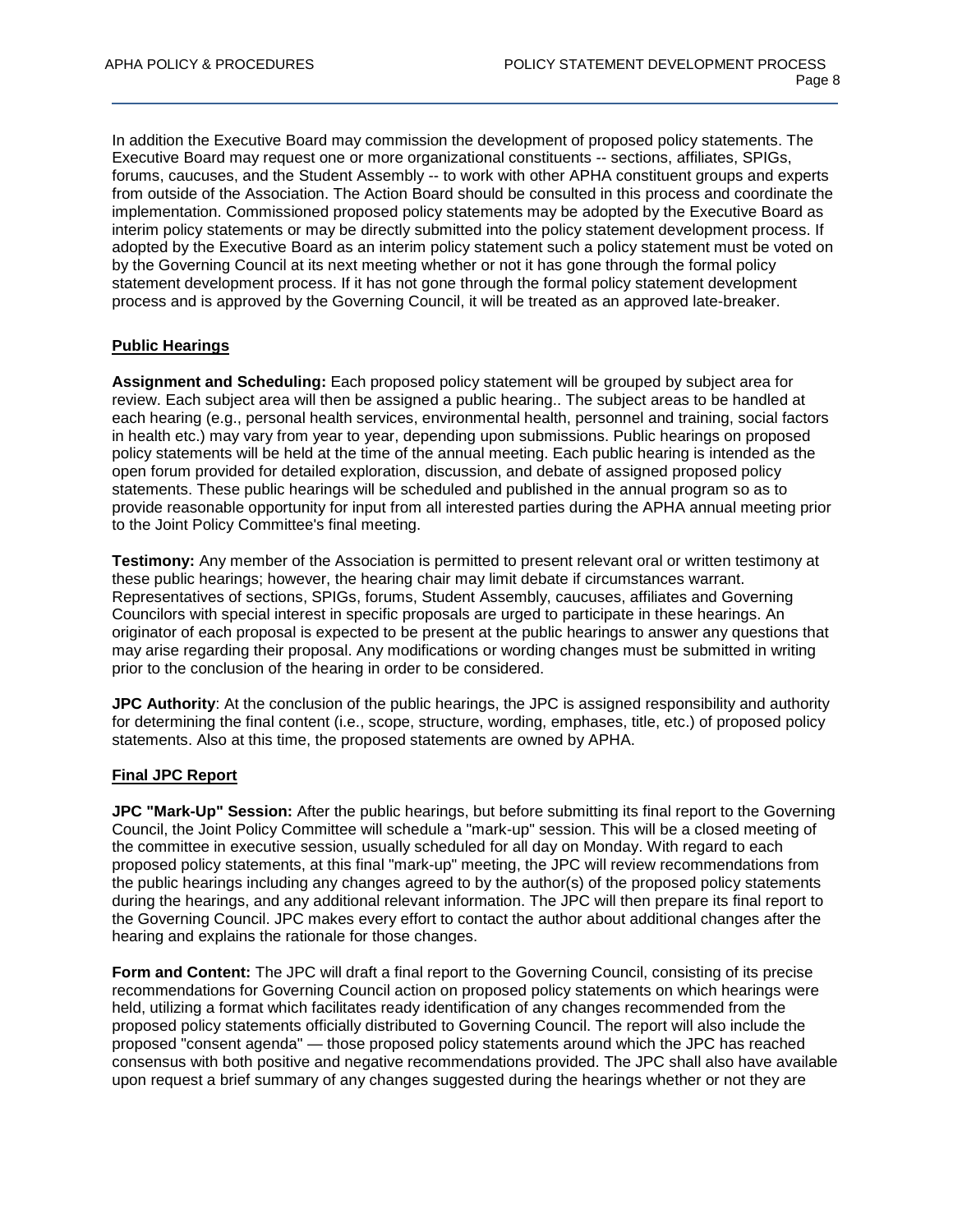In addition the Executive Board may commission the development of proposed policy statements. The Executive Board may request one or more organizational constituents -- sections, affiliates, SPIGs, forums, caucuses, and the Student Assembly -- to work with other APHA constituent groups and experts from outside of the Association. The Action Board should be consulted in this process and coordinate the implementation. Commissioned proposed policy statements may be adopted by the Executive Board as interim policy statements or may be directly submitted into the policy statement development process. If adopted by the Executive Board as an interim policy statement such a policy statement must be voted on by the Governing Council at its next meeting whether or not it has gone through the formal policy statement development process. If it has not gone through the formal policy statement development process and is approved by the Governing Council, it will be treated as an approved late-breaker.

**Public Hearings**

**Assignment and Scheduling:** Each proposed policy statement will be grouped by subject area for review. Each subject area will then be assigned a public hearing.. The subject areas to be handled at each hearing (e.g., personal health services, environmental health, personnel and training, social factors in health etc.) may vary from year to year, depending upon submissions. Public hearings on proposed policy statements will be held at the time of the annual meeting. Each public hearing is intended as the open forum provided for detailed exploration, discussion, and debate of assigned proposed policy statements. These public hearings will be scheduled and published in the annual program so as to provide reasonable opportunity for input from all interested parties during the APHA annual meeting prior to the Joint Policy Committee's final meeting.

**Testimony:** Any member of the Association is permitted to present relevant oral or written testimony at these public hearings; however, the hearing chair may limit debate if circumstances warrant. Representatives of sections, SPIGs, forums, Student Assembly, caucuses, affiliates and Governing Councilors with special interest in specific proposals are urged to participate in these hearings. An originator of each proposal is expected to be present at the public hearings to answer any questions that may arise regarding their proposal. Any modifications or wording changes must be submitted in writing prior to the conclusion of the hearing in order to be considered.

**JPC Authority**: At the conclusion of the public hearings, the JPC is assigned responsibility and authority for determining the final content (i.e., scope, structure, wording, emphases, title, etc.) of proposed policy statements. Also at this time, the proposed statements are owned by APHA.

**Final JPC Report**

**JPC "Mark-Up" Session:** After the public hearings, but before submitting its final report to the Governing Council, the Joint Policy Committee will schedule a "mark-up" session. This will be a closed meeting of the committee in executive session, usually scheduled for all day on Monday. With regard to each proposed policy statements, at this final "mark-up" meeting, the JPC will review recommendations from the public hearings including any changes agreed to by the author(s) of the proposed policy statements during the hearings, and any additional relevant information. The JPC will then prepare its final report to the Governing Council. JPC makes every effort to contact the author about additional changes after the hearing and explains the rationale for those changes.

**Form and Content:** The JPC will draft a final report to the Governing Council, consisting of its precise recommendations for Governing Council action on proposed policy statements on which hearings were held, utilizing a format which facilitates ready identification of any changes recommended from the proposed policy statements officially distributed to Governing Council. The report will also include the proposed "consent agenda" — those proposed policy statements around which the JPC has reached consensus with both positive and negative recommendations provided. The JPC shall also have available upon request a brief summary of any changes suggested during the hearings whether or not they are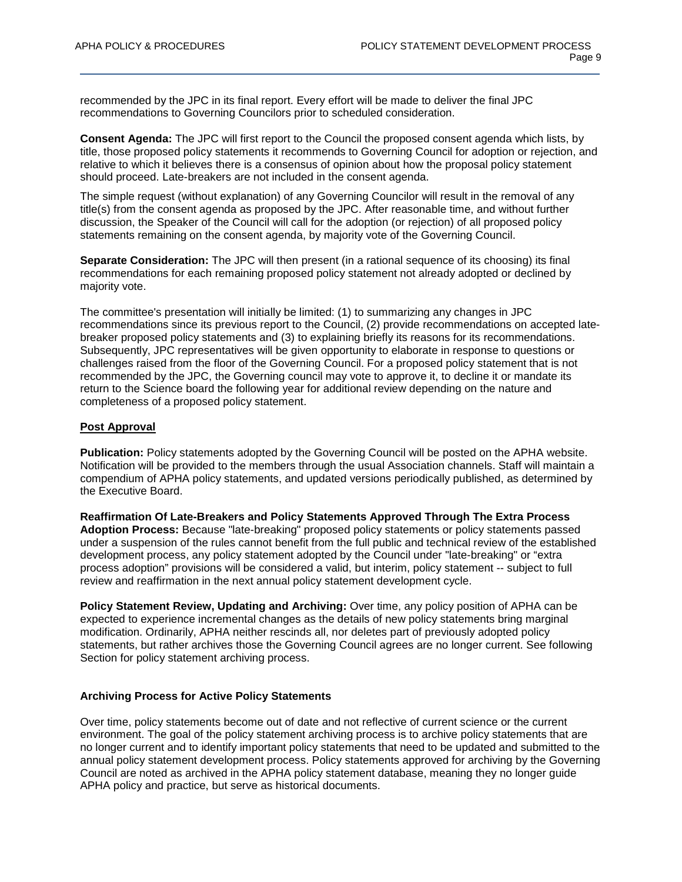recommended by the JPC in its final report. Every effort will be made to deliver the final JPC recommendations to Governing Councilors prior to scheduled consideration.

**Consent Agenda:** The JPC will first report to the Council the proposed consent agenda which lists, by title, those proposed policy statements it recommends to Governing Council for adoption or rejection, and relative to which it believes there is a consensus of opinion about how the proposal policy statement should proceed. Late-breakers are not included in the consent agenda.

The simple request (without explanation) of any Governing Councilor will result in the removal of any title(s) from the consent agenda as proposed by the JPC. After reasonable time, and without further discussion, the Speaker of the Council will call for the adoption (or rejection) of all proposed policy statements remaining on the consent agenda, by majority vote of the Governing Council.

**Separate Consideration:** The JPC will then present (in a rational sequence of its choosing) its final recommendations for each remaining proposed policy statement not already adopted or declined by majority vote.

The committee's presentation will initially be limited: (1) to summarizing any changes in JPC recommendations since its previous report to the Council, (2) provide recommendations on accepted late-breaker proposed policy statements and (3) to explaining briefly its reasons for its recommendations. Subsequently, JPC representatives will be given opportunity to elaborate in response to questions or challenges raised from the floor of the Governing Council. For a proposed policy statement that is not recommended by the JPC, the Governing council may vote to approve it, to decline it or mandate its return to the Science board the following year for additional review depending on the nature and completeness of a proposed policy statement.

**<u>Post Approval</u>**

**Publication:** Policy statements adopted by the Governing Council will be posted on the APHA website. Notification will be provided to the members through the usual Association channels. Staff will maintain a compendium of APHA policy statements, and updated versions periodically published, as determined by the Executive Board.

**Reaffirmation Of Late-Breakers and Policy Statements Approved Through The Extra Process Adoption Process:** Because "late-breaking" proposed policy statements or policy statements passed under a suspension of the rules cannot benefit from the full public and technical review of the established development process, any policy statement adopted by the Council under "late-breaking" or "extra process adoption" provisions will be considered a valid, but interim, policy statement -- subject to full review and reaffirmation in the next annual policy statement development cycle.

**Policy Statement Review, Updating and Archiving:** Over time, any policy position of APHA can be expected to experience incremental changes as the details of new policy statements bring marginal modification. Ordinarily, APHA neither rescinds all, nor deletes part of previously adopted policy statements, but rather archives those the Governing Council agrees are no longer current. See following Section for policy statement archiving process.

### Archiving Process for Active Policy Statements

Over time, policy statements become out of date and not reflective of current science or the current environment. The goal of the policy statement archiving process is to archive policy statements that are no longer current and to identify important policy statements that need to be updated and submitted to the annual policy statement development process. Policy statements approved for archiving by the Governing Council are noted as archived in the APHA policy statement database, meaning they no longer guide APHA policy and practice, but serve as historical documents.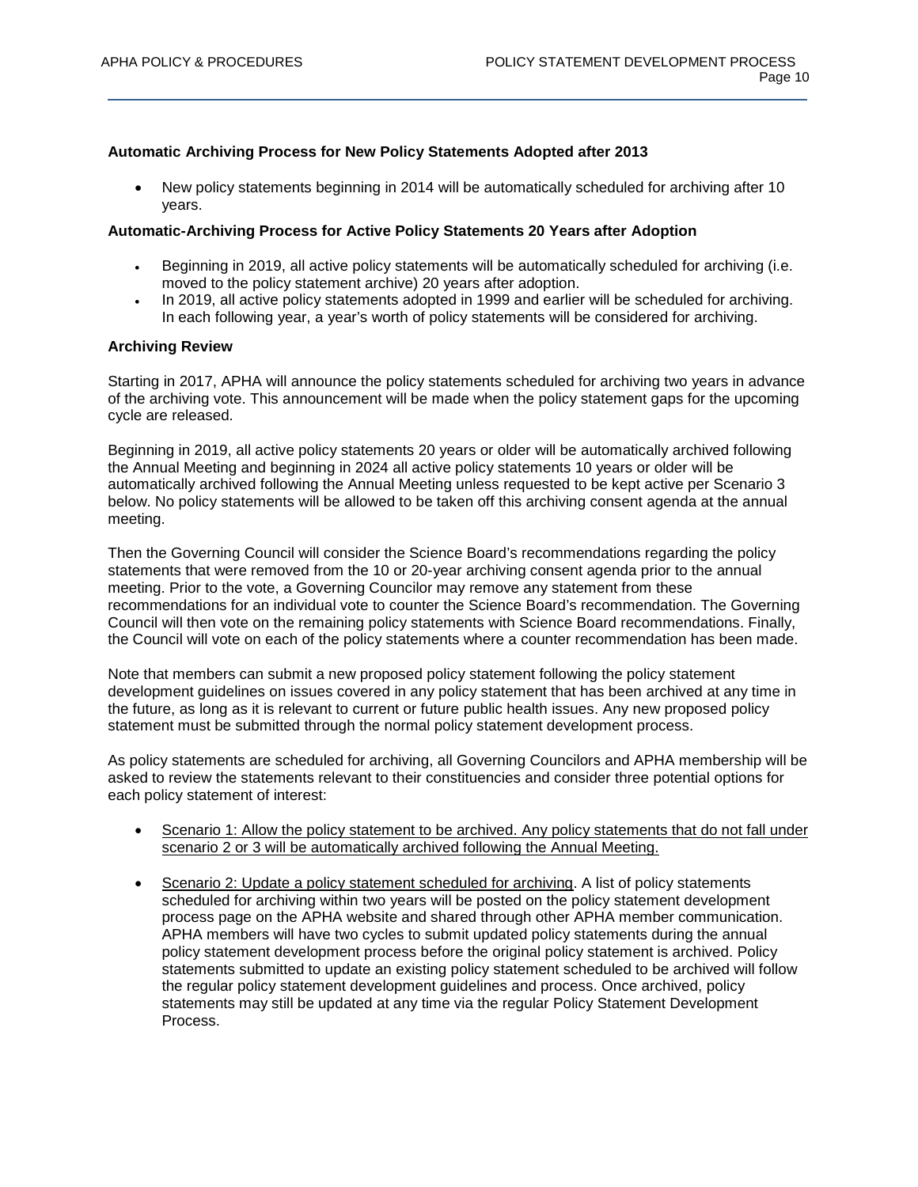**Automatic Archiving Process for New Policy Statements Adopted after 2013**

- New policy statements beginning in 2014 will be automatically scheduled for archiving after 10 years.

**Automatic-Archiving Process for Active Policy Statements 20 Years after Adoption**

- Beginning in 2019, all active policy statements will be automatically scheduled for archiving (i.e. moved to the policy statement archive) 20 years after adoption.
- In 2019, all active policy statements adopted in 1999 and earlier will be scheduled for archiving. In each following year, a year's worth of policy statements will be considered for archiving.

**Archiving Review**

Starting in 2017, APHA will announce the policy statements scheduled for archiving two years in advance of the archiving vote. This announcement will be made when the policy statement gaps for the upcoming cycle are released.

Beginning in 2019, all active policy statements 20 years or older will be automatically archived following the Annual Meeting and beginning in 2024 all active policy statements 10 years or older will be automatically archived following the Annual Meeting unless requested to be kept active per Scenario 3 below. No policy statements will be allowed to be taken off this archiving consent agenda at the annual meeting.

Then the Governing Council will consider the Science Board's recommendations regarding the policy statements that were removed from the 10 or 20-year archiving consent agenda prior to the annual meeting. Prior to the vote, a Governing Councilor may remove any statement from these recommendations for an individual vote to counter the Science Board's recommendation. The Governing Council will then vote on the remaining policy statements with Science Board recommendations. Finally, the Council will vote on each of the policy statements where a counter recommendation has been made.

Note that members can submit a new proposed policy statement following the policy statement development guidelines on issues covered in any policy statement that has been archived at any time in the future, as long as it is relevant to current or future public health issues. Any new proposed policy statement must be submitted through the normal policy statement development process.

As policy statements are scheduled for archiving, all Governing Councilors and APHA membership will be asked to review the statements relevant to their constituencies and consider three potential options for each policy statement of interest:

- <u>Scenario 1: Allow the policy statement to be archived. Any policy statements that do not fall under scenario 2 or 3 will be automatically archived following the Annual Meeting.</u>

- <u>Scenario 2: Update a policy statement scheduled for archiving</u>. A list of policy statements scheduled for archiving within two years will be posted on the policy statement development process page on the APHA website and shared through other APHA member communication. APHA members will have two cycles to submit updated policy statements during the annual policy statement development process before the original policy statement is archived. Policy statements submitted to update an existing policy statement scheduled to be archived will follow the regular policy statement development guidelines and process. Once archived, policy statements may still be updated at any time via the regular Policy Statement Development Process.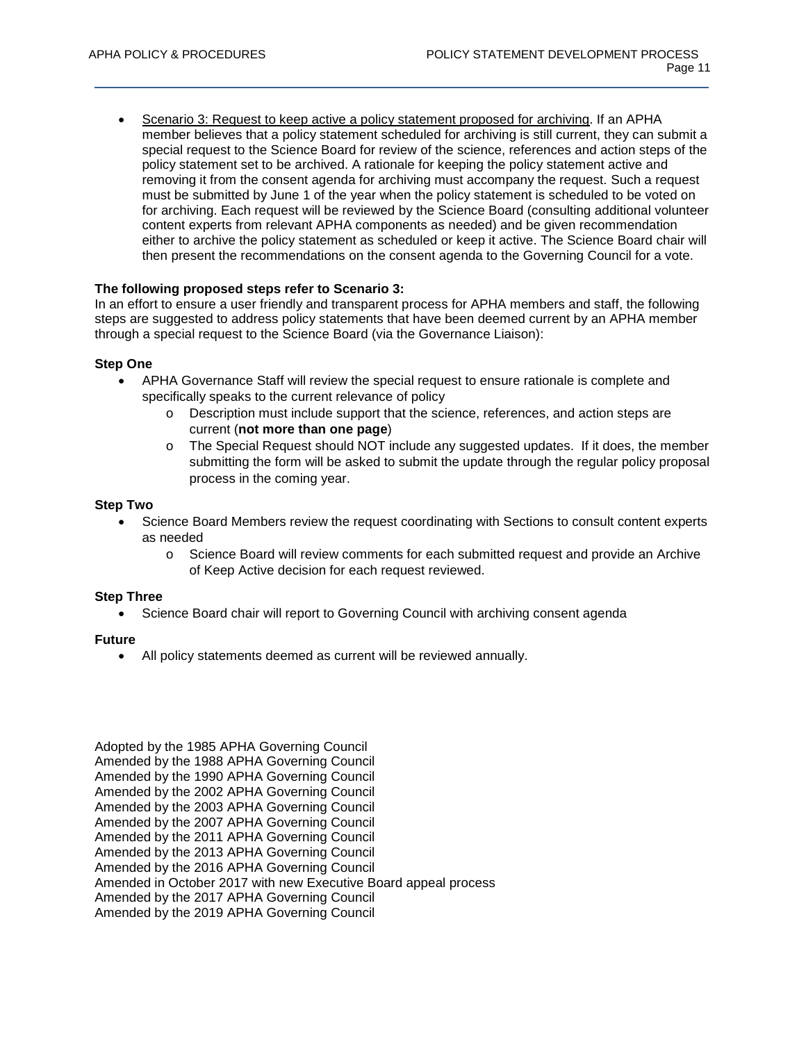- Scenario 3: Request to keep active a policy statement proposed for archiving. If an APHA member believes that a policy statement scheduled for archiving is still current, they can submit a special request to the Science Board for review of the science, references and action steps of the policy statement set to be archived. A rationale for keeping the policy statement active and removing it from the consent agenda for archiving must accompany the request. Such a request must be submitted by June 1 of the year when the policy statement is scheduled to be voted on for archiving. Each request will be reviewed by the Science Board (consulting additional volunteer content experts from relevant APHA components as needed) and be given recommendation either to archive the policy statement as scheduled or keep it active. The Science Board chair will then present the recommendations on the consent agenda to the Governing Council for a vote.

**The following proposed steps refer to Scenario 3:**

In an effort to ensure a user friendly and transparent process for APHA members and staff, the following steps are suggested to address policy statements that have been deemed current by an APHA member through a special request to the Science Board (via the Governance Liaison):

**Step One**

- APHA Governance Staff will review the special request to ensure rationale is complete and specifically speaks to the current relevance of policy
  - Description must include support that the science, references, and action steps are current (**not more than one page**)
  - The Special Request should NOT include any suggested updates. If it does, the member submitting the form will be asked to submit the update through the regular policy proposal process in the coming year.

**Step Two**

- Science Board Members review the request coordinating with Sections to consult content experts as needed
  - Science Board will review comments for each submitted request and provide an Archive of Keep Active decision for each request reviewed.

**Step Three**

- Science Board chair will report to Governing Council with archiving consent agenda

**Future**

- All policy statements deemed as current will be reviewed annually.

Adopted by the 1985 APHA Governing Council
Amended by the 1988 APHA Governing Council
Amended by the 1990 APHA Governing Council
Amended by the 2002 APHA Governing Council
Amended by the 2003 APHA Governing Council
Amended by the 2007 APHA Governing Council
Amended by the 2011 APHA Governing Council
Amended by the 2013 APHA Governing Council
Amended by the 2016 APHA Governing Council
Amended in October 2017 with new Executive Board appeal process
Amended by the 2017 APHA Governing Council
Amended by the 2019 APHA Governing Council